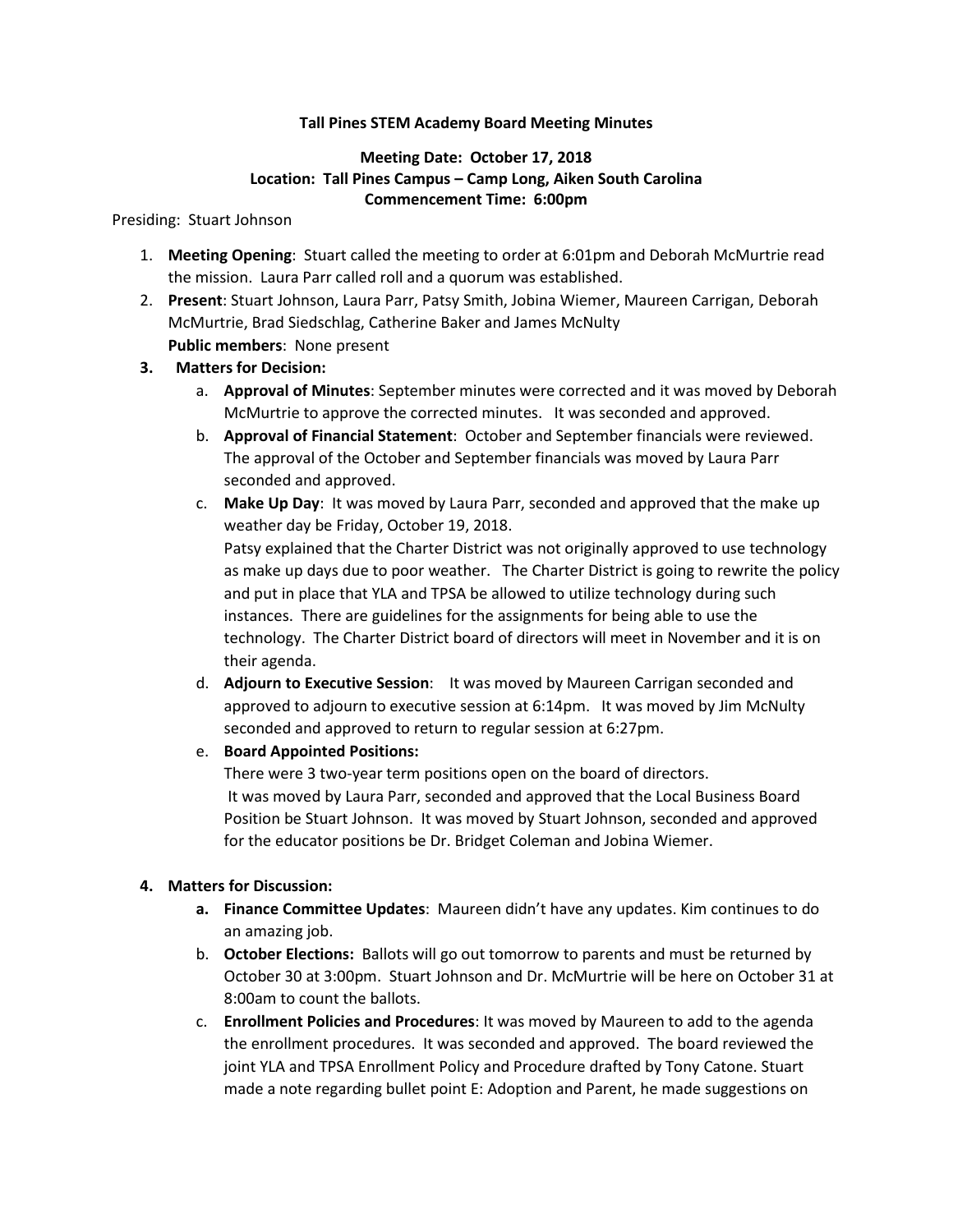**Tall Pines STEM Academy Board Meeting Minutes**

**Meeting Date: October 17, 2018**
**Location: Tall Pines Campus – Camp Long, Aiken South Carolina**
**Commencement Time: 6:00pm**

Presiding: Stuart Johnson

1. **Meeting Opening**: Stuart called the meeting to order at 6:01pm and Deborah McMurtrie read the mission. Laura Parr called roll and a quorum was established.
2. **Present**: Stuart Johnson, Laura Parr, Patsy Smith, Jobina Wiemer, Maureen Carrigan, Deborah McMurtrie, Brad Siedschlag, Catherine Baker and James McNulty
   **Public members**: None present
3. **Matters for Decision:**
   a. **Approval of Minutes**: September minutes were corrected and it was moved by Deborah McMurtrie to approve the corrected minutes. It was seconded and approved.
   b. **Approval of Financial Statement**: October and September financials were reviewed. The approval of the October and September financials was moved by Laura Parr seconded and approved.
   c. **Make Up Day**: It was moved by Laura Parr, seconded and approved that the make up weather day be Friday, October 19, 2018.
   Patsy explained that the Charter District was not originally approved to use technology as make up days due to poor weather. The Charter District is going to rewrite the policy and put in place that YLA and TPSA be allowed to utilize technology during such instances. There are guidelines for the assignments for being able to use the technology. The Charter District board of directors will meet in November and it is on their agenda.
   d. **Adjourn to Executive Session**: It was moved by Maureen Carrigan seconded and approved to adjourn to executive session at 6:14pm. It was moved by Jim McNulty seconded and approved to return to regular session at 6:27pm.
   e. **Board Appointed Positions:**
   There were 3 two-year term positions open on the board of directors.
   It was moved by Laura Parr, seconded and approved that the Local Business Board Position be Stuart Johnson. It was moved by Stuart Johnson, seconded and approved for the educator positions be Dr. Bridget Coleman and Jobina Wiemer.

4. **Matters for Discussion:**
   a. **Finance Committee Updates**: Maureen didn't have any updates. Kim continues to do an amazing job.
   b. **October Elections:** Ballots will go out tomorrow to parents and must be returned by October 30 at 3:00pm. Stuart Johnson and Dr. McMurtrie will be here on October 31 at 8:00am to count the ballots.
   c. **Enrollment Policies and Procedures**: It was moved by Maureen to add to the agenda the enrollment procedures. It was seconded and approved. The board reviewed the joint YLA and TPSA Enrollment Policy and Procedure drafted by Tony Catone. Stuart made a note regarding bullet point E: Adoption and Parent, he made suggestions on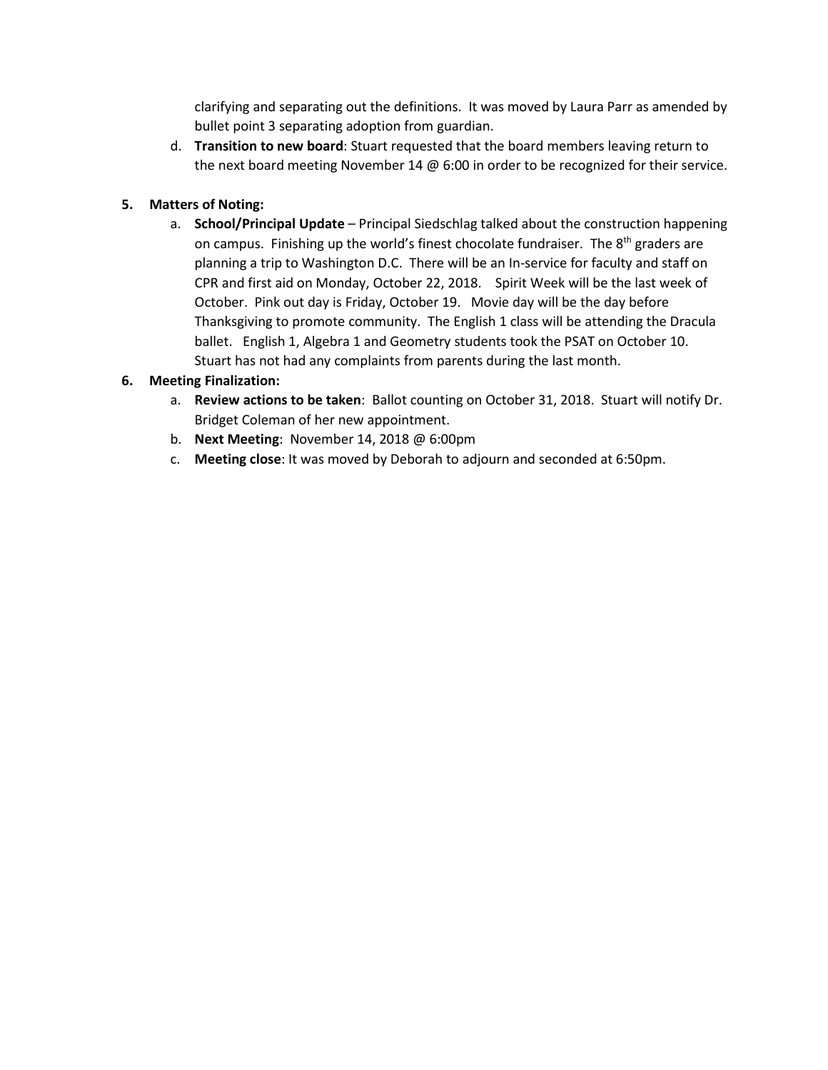clarifying and separating out the definitions. It was moved by Laura Parr as amended by bullet point 3 separating adoption from guardian.

d. **Transition to new board**: Stuart requested that the board members leaving return to the next board meeting November 14 @ 6:00 in order to be recognized for their service.

5. **Matters of Noting:**

   a. **School/Principal Update** – Principal Siedschlag talked about the construction happening on campus. Finishing up the world's finest chocolate fundraiser. The 8th graders are planning a trip to Washington D.C. There will be an In-service for faculty and staff on CPR and first aid on Monday, October 22, 2018. Spirit Week will be the last week of October. Pink out day is Friday, October 19. Movie day will be the day before Thanksgiving to promote community. The English 1 class will be attending the Dracula ballet. English 1, Algebra 1 and Geometry students took the PSAT on October 10. Stuart has not had any complaints from parents during the last month.

6. **Meeting Finalization:**

   a. **Review actions to be taken**: Ballot counting on October 31, 2018. Stuart will notify Dr. Bridget Coleman of her new appointment.

   b. **Next Meeting**: November 14, 2018 @ 6:00pm

   c. **Meeting close**: It was moved by Deborah to adjourn and seconded at 6:50pm.